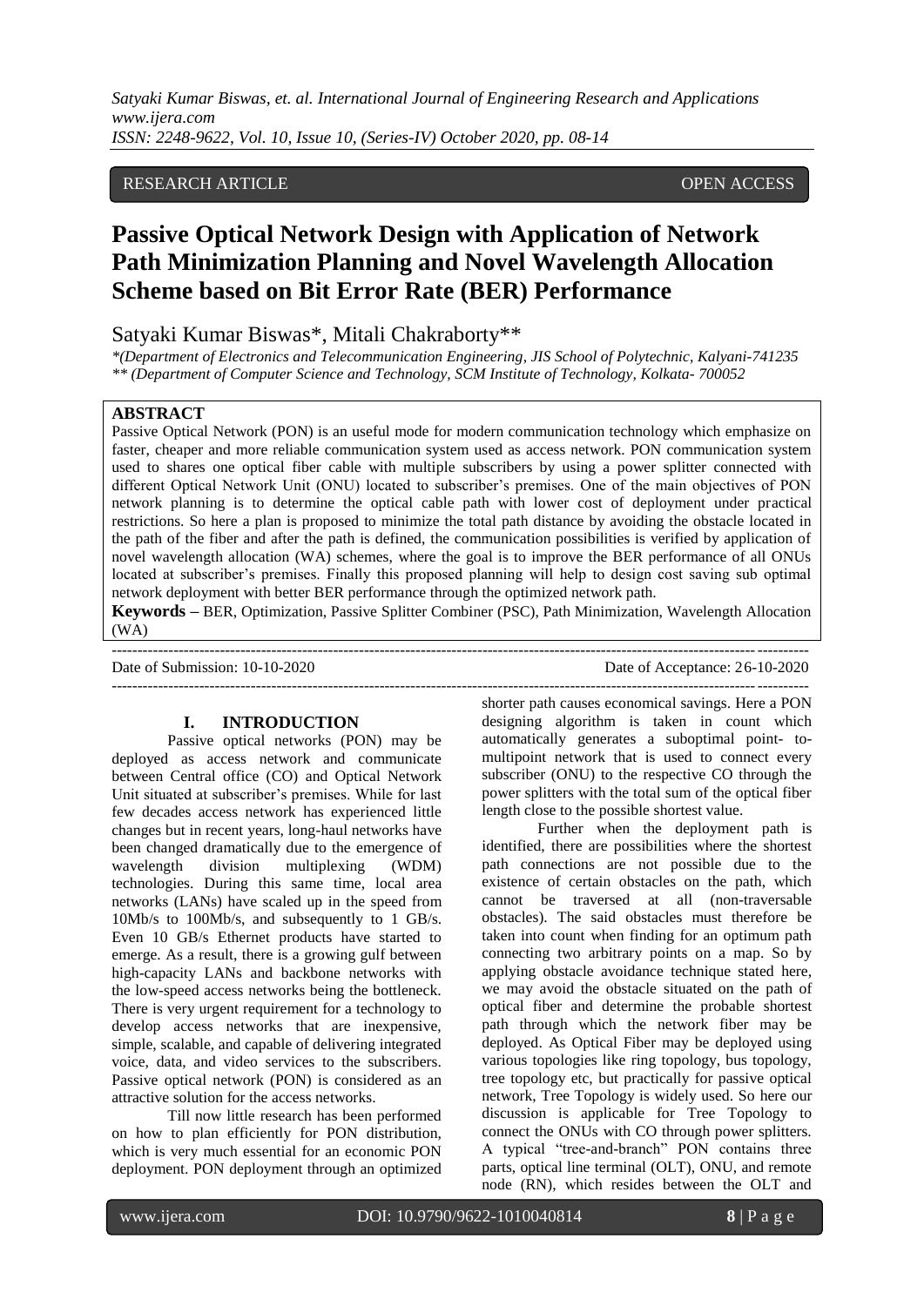RESEARCH ARTICLE OPEN ACCESS

# Passive Optical Network Design with Application of Network Path Minimization Planning and Novel Wavelength Allocation Scheme based on Bit Error Rate (BER) Performance

Satyaki Kumar Biswas*, Mitali Chakraborty**

*\*(Department of Electronics and Telecommunication Engineering, JIS School of Polytechnic, Kalyani-741235*
*\*\* (Department of Computer Science and Technology, SCM Institute of Technology, Kolkata- 700052*

## ABSTRACT

Passive Optical Network (PON) is an useful mode for modern communication technology which emphasize on faster, cheaper and more reliable communication system used as access network. PON communication system used to shares one optical fiber cable with multiple subscribers by using a power splitter connected with different Optical Network Unit (ONU) located to subscriber's premises. One of the main objectives of PON network planning is to determine the optical cable path with lower cost of deployment under practical restrictions. So here a plan is proposed to minimize the total path distance by avoiding the obstacle located in the path of the fiber and after the path is defined, the communication possibilities is verified by application of novel wavelength allocation (WA) schemes, where the goal is to improve the BER performance of all ONUs located at subscriber's premises. Finally this proposed planning will help to design cost saving sub optimal network deployment with better BER performance through the optimized network path.

**Keywords –** BER, Optimization, Passive Splitter Combiner (PSC), Path Minimization, Wavelength Allocation (WA)

Date of Submission: 10-10-2020 Date of Acceptance: 26-10-2020

## I. INTRODUCTION

Passive optical networks (PON) may be deployed as access network and communicate between Central office (CO) and Optical Network Unit situated at subscriber's premises. While for last few decades access network has experienced little changes but in recent years, long-haul networks have been changed dramatically due to the emergence of wavelength division multiplexing (WDM) technologies. During this same time, local area networks (LANs) have scaled up in the speed from 10Mb/s to 100Mb/s, and subsequently to 1 GB/s. Even 10 GB/s Ethernet products have started to emerge. As a result, there is a growing gulf between high-capacity LANs and backbone networks with the low-speed access networks being the bottleneck. There is very urgent requirement for a technology to develop access networks that are inexpensive, simple, scalable, and capable of delivering integrated voice, data, and video services to the subscribers. Passive optical network (PON) is considered as an attractive solution for the access networks.

Till now little research has been performed on how to plan efficiently for PON distribution, which is very much essential for an economic PON deployment. PON deployment through an optimized shorter path causes economical savings. Here a PON designing algorithm is taken in count which automatically generates a suboptimal point- to-multipoint network that is used to connect every subscriber (ONU) to the respective CO through the power splitters with the total sum of the optical fiber length close to the possible shortest value.

Further when the deployment path is identified, there are possibilities where the shortest path connections are not possible due to the existence of certain obstacles on the path, which cannot be traversed at all (non-traversable obstacles). The said obstacles must therefore be taken into count when finding for an optimum path connecting two arbitrary points on a map. So by applying obstacle avoidance technique stated here, we may avoid the obstacle situated on the path of optical fiber and determine the probable shortest path through which the network fiber may be deployed. As Optical Fiber may be deployed using various topologies like ring topology, bus topology, tree topology etc, but practically for passive optical network, Tree Topology is widely used. So here our discussion is applicable for Tree Topology to connect the ONUs with CO through power splitters. A typical "tree-and-branch" PON contains three parts, optical line terminal (OLT), ONU, and remote node (RN), which resides between the OLT and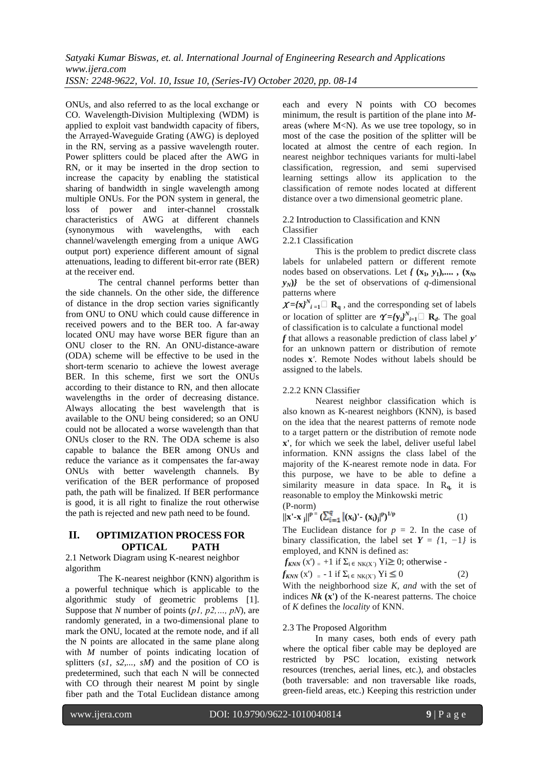ONUs, and also referred to as the local exchange or CO. Wavelength-Division Multiplexing (WDM) is applied to exploit vast bandwidth capacity of fibers, the Arrayed-Waveguide Grating (AWG) is deployed in the RN, serving as a passive wavelength router. Power splitters could be placed after the AWG in RN, or it may be inserted in the drop section to increase the capacity by enabling the statistical sharing of bandwidth in single wavelength among multiple ONUs. For the PON system in general, the loss of power and inter-channel crosstalk characteristics of AWG at different channels (synonymous with wavelengths, with each channel/wavelength emerging from a unique AWG output port) experience different amount of signal attenuations, leading to different bit-error rate (BER) at the receiver end.

The central channel performs better than the side channels. On the other side, the difference of distance in the drop section varies significantly from ONU to ONU which could cause difference in received powers and to the BER too. A far-away located ONU may have worse BER figure than an ONU closer to the RN. An ONU-distance-aware (ODA) scheme will be effective to be used in the short-term scenario to achieve the lowest average BER. In this scheme, first we sort the ONUs according to their distance to RN, and then allocate wavelengths in the order of decreasing distance. Always allocating the best wavelength that is available to the ONU being considered; so an ONU could not be allocated a worse wavelength than that ONUs closer to the RN. The ODA scheme is also capable to balance the BER among ONUs and reduce the variance as it compensates the far-away ONUs with better wavelength channels. By verification of the BER performance of proposed path, the path will be finalized. If BER performance is good, it is all right to finalize the rout otherwise the path is rejected and new path need to be found.

## II. OPTIMIZATION PROCESS FOR OPTICAL PATH

2.1 Network Diagram using K-nearest neighbor algorithm

The K-nearest neighbor (KNN) algorithm is a powerful technique which is applicable to the algorithmic study of geometric problems [1]. Suppose that *N* number of points (*p1, p2,…, pN*), are randomly generated, in a two-dimensional plane to mark the ONU, located at the remote node, and if all the N points are allocated in the same plane along with *M* number of points indicating location of splitters (*s1, s2,..., sM*) and the position of CO is predetermined, such that each N will be connected with CO through their nearest M point by single fiber path and the Total Euclidean distance among each and every N points with CO becomes minimum, the result is partition of the plane into *M*-areas (where M<N). As we use tree topology, so in most of the case the position of the splitter will be located at almost the centre of each region. In nearest neighbor techniques variants for multi-label classification, regression, and semi supervised learning settings allow its application to the classification of remote nodes located at different distance over a two dimensional geometric plane.

2.2 Introduction to Classification and KNN Classifier

2.2.1 Classification

This is the problem to predict discrete class labels for unlabeled pattern or different remote nodes based on observations. Let $\{(x_1, y_1), \ldots, (x_N, y_N)\}$ be the set of observations of *q*-dimensional patterns where

$\mathcal{X}=\{x\}^N_{i=1} \subset \mathbf{R}_q$ , and the corresponding set of labels or location of splitter are $\Upsilon=\{y_i\}^N_{i=1} \subset \mathbf{R}_d$. The goal of classification is to calculate a functional model *f* that allows a reasonable prediction of class label $y'$ for an unknown pattern or distribution of remote nodes $\mathbf{x}'$. Remote Nodes without labels should be assigned to the labels.

2.2.2 KNN Classifier

Nearest neighbor classification which is also known as K-nearest neighbors (KNN), is based on the idea that the nearest patterns of remote node to a target pattern or the distribution of remote node $\mathbf{x}'$, for which we seek the label, deliver useful label information. KNN assigns the class label of the majority of the K-nearest remote node in data. For this purpose, we have to be able to define a similarity measure in data space. In $R_q$, it is reasonable to employ the Minkowski metric (P-norm)

$$\|\mathbf{x}'-\mathbf{x}_j\|^p = \left(\sum_{i=1}^{q} |(\mathbf{x}_i)'-(\mathbf{x}_i)_j|^p\right)^{1/p} \quad (1)$$

The Euclidean distance for $p = 2$. In the case of binary classification, the label set $Y = \{1, -1\}$ is employed, and KNN is defined as:

$$f_{KNN}(\mathrm{x}') = +1 \text{ if } \Sigma_{i \in NK(X')} Y_i \geq 0; \text{ otherwise -}$$

$$f_{KNN}(\mathrm{x}') = -1 \text{ if } \Sigma_{i \in NK(X')} Y_i \leq 0 \quad (2)$$

With the neighborhood size *K, and* with the set of indices $Nk(\mathbf{x}')$ of the K-nearest patterns. The choice of *K* defines the *locality* of KNN.

2.3 The Proposed Algorithm

In many cases, both ends of every path where the optical fiber cable may be deployed are restricted by PSC location, existing network resources (trenches, aerial lines, etc.), and obstacles (both traversable: and non traversable like roads, green-field areas, etc.) Keeping this restriction under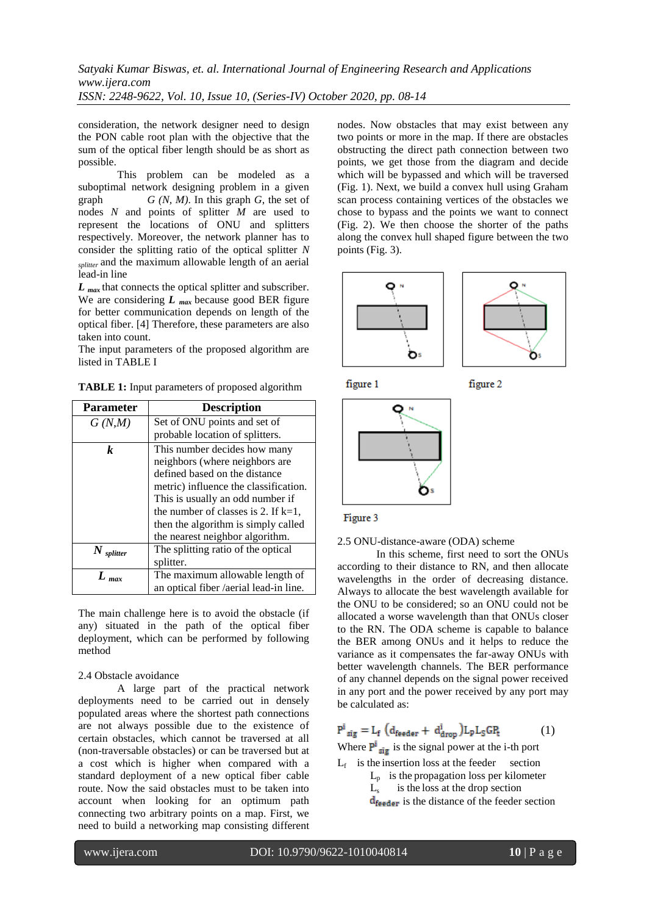consideration, the network designer need to design the PON cable root plan with the objective that the sum of the optical fiber length should be as short as possible.

This problem can be modeled as a suboptimal network designing problem in a given graph *G (N, M)*. In this graph *G*, the set of nodes *N* and points of splitter *M* are used to represent the locations of ONU and splitters respectively. Moreover, the network planner has to consider the splitting ratio of the optical splitter $N_{splitter}$ and the maximum allowable length of an aerial lead-in line $L_{max}$ that connects the optical splitter and subscriber. We are considering $L_{max}$ because good BER figure for better communication depends on length of the optical fiber. [4] Therefore, these parameters are also taken into count.

The input parameters of the proposed algorithm are listed in TABLE I

**TABLE 1:** Input parameters of proposed algorithm

| Parameter | Description |
|---|---|
| *G (N,M)* | Set of ONU points and set of probable location of splitters. |
| ***k*** | This number decides how many neighbors (where neighbors are defined based on the distance metric) influence the classification. This is usually an odd number if the number of classes is 2. If k=1, then the algorithm is simply called the nearest neighbor algorithm. |
| $N_{splitter}$ | The splitting ratio of the optical splitter. |
| $L_{max}$ | The maximum allowable length of an optical fiber /aerial lead-in line. |

The main challenge here is to avoid the obstacle (if any) situated in the path of the optical fiber deployment, which can be performed by following method

2.4 Obstacle avoidance

A large part of the practical network deployments need to be carried out in densely populated areas where the shortest path connections are not always possible due to the existence of certain obstacles, which cannot be traversed at all (non-traversable obstacles) or can be traversed but at a cost which is higher when compared with a standard deployment of a new optical fiber cable route. Now the said obstacles must to be taken into account when looking for an optimum path connecting two arbitrary points on a map. First, we need to build a networking map consisting different nodes. Now obstacles that may exist between any two points or more in the map. If there are obstacles obstructing the direct path connection between two points, we get those from the diagram and decide which will be bypassed and which will be traversed (Fig. 1). Next, we build a convex hull using Graham scan process containing vertices of the obstacles we chose to bypass and the points we want to connect (Fig. 2). We then choose the shorter of the paths along the convex hull shaped figure between the two points (Fig. 3).

figure 1

figure 2

Figure 3

2.5 ONU-distance-aware (ODA) scheme

In this scheme, first need to sort the ONUs according to their distance to RN, and then allocate wavelengths in the order of decreasing distance. Always to allocate the best wavelength available for the ONU to be considered; so an ONU could not be allocated a worse wavelength than that ONUs closer to the RN. The ODA scheme is capable to balance the BER among ONUs and it helps to reduce the variance as it compensates the far-away ONUs with better wavelength channels. The BER performance of any channel depends on the signal power received in any port and the power received by any port may be calculated as:

$$P^{i}_{sig} = L_f \left(d_{feeder} + d^{i}_{drop}\right) L_p L_S G P_t \qquad (1)$$

Where $P^{i}_{sig}$ is the signal power at the i-th port

$L_f$ is the insertion loss at the feeder section

$L_p$ is the propagation loss per kilometer

$L_s$ is the loss at the drop section

$d_{feeder}$ is the distance of the feeder section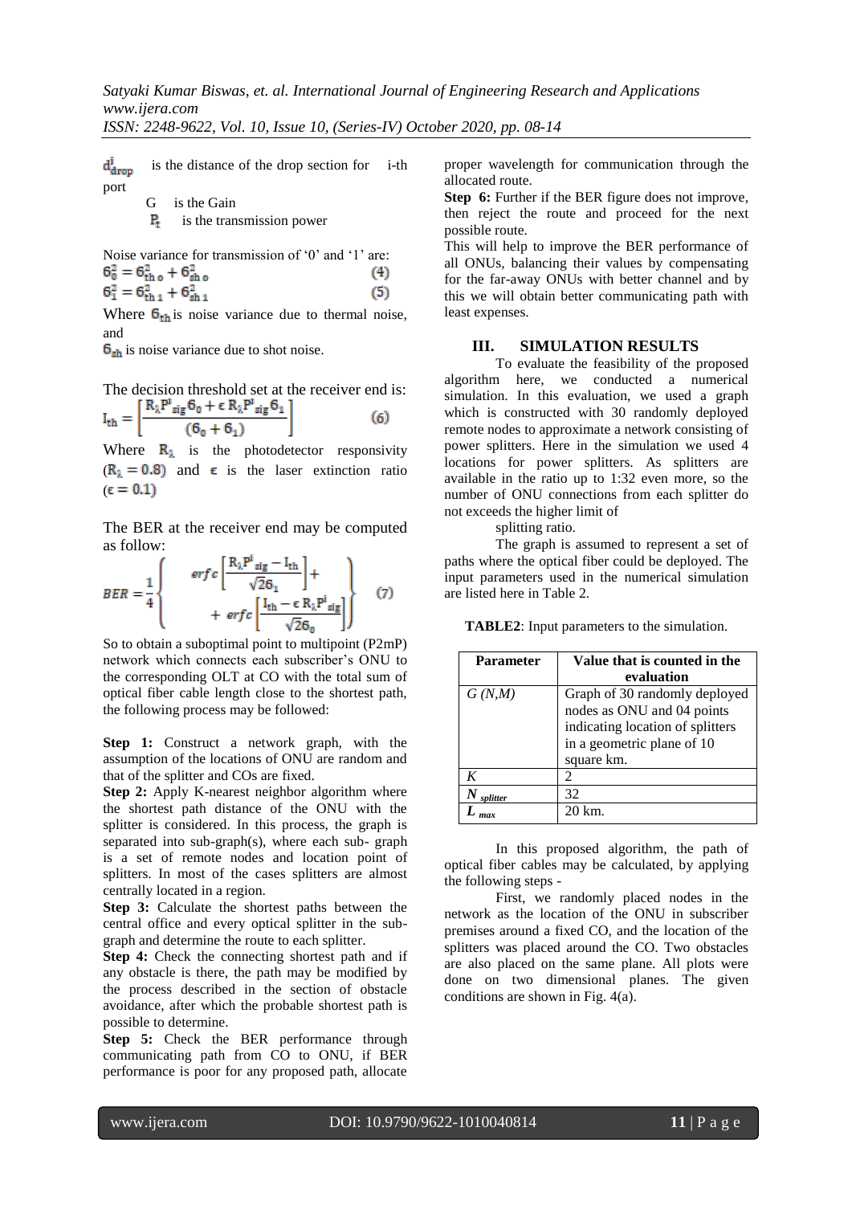$d^i_{drop}$ is the distance of the drop section for i-th port

G is the Gain

$P_t$ is the transmission power

Noise variance for transmission of '0' and '1' are:

$$\sigma_0^2 = \sigma_{th\,0}^2 + \sigma_{sh\,0}^2 \tag{4}$$

$$\sigma_1^2 = \sigma_{th\,1}^2 + \sigma_{sh\,1}^2 \tag{5}$$

Where $\sigma_{th}$ is noise variance due to thermal noise, and

$\sigma_{sh}$ is noise variance due to shot noise.

The decision threshold set at the receiver end is:

$$I_{th} = \left[\frac{R_\lambda P^i{}_{sig}\sigma_0 + \epsilon R_\lambda P^i{}_{sig}\sigma_1}{(\sigma_0 + \sigma_1)}\right] \tag{6}$$

Where $R_\lambda$ is the photodetector responsivity ($R_\lambda = 0.8$) and $\epsilon$ is the laser extinction ratio ($\epsilon = 0.1$)

The BER at the receiver end may be computed as follow:

$$BER = \frac{1}{4}\left\{ \begin{array}{c} erfc\left[\frac{R_\lambda P^i{}_{sig} - I_{th}}{\sqrt{2}\sigma_1}\right] + \\ + \, erfc\left[\frac{I_{th} - \epsilon R_\lambda P^i{}_{sig}}{\sqrt{2}\sigma_0}\right] \end{array} \right\} \tag{7}$$

So to obtain a suboptimal point to multipoint (P2mP) network which connects each subscriber's ONU to the corresponding OLT at CO with the total sum of optical fiber cable length close to the shortest path, the following process may be followed:

**Step 1:** Construct a network graph, with the assumption of the locations of ONU are random and that of the splitter and COs are fixed.

**Step 2:** Apply K-nearest neighbor algorithm where the shortest path distance of the ONU with the splitter is considered. In this process, the graph is separated into sub-graph(s), where each sub- graph is a set of remote nodes and location point of splitters. In most of the cases splitters are almost centrally located in a region.

**Step 3:** Calculate the shortest paths between the central office and every optical splitter in the sub-graph and determine the route to each splitter.

**Step 4:** Check the connecting shortest path and if any obstacle is there, the path may be modified by the process described in the section of obstacle avoidance, after which the probable shortest path is possible to determine.

**Step 5:** Check the BER performance through communicating path from CO to ONU, if BER performance is poor for any proposed path, allocate proper wavelength for communication through the allocated route.

**Step 6:** Further if the BER figure does not improve, then reject the route and proceed for the next possible route.

This will help to improve the BER performance of all ONUs, balancing their values by compensating for the far-away ONUs with better channel and by this we will obtain better communicating path with least expenses.

## III. SIMULATION RESULTS

To evaluate the feasibility of the proposed algorithm here, we conducted a numerical simulation. In this evaluation, we used a graph which is constructed with 30 randomly deployed remote nodes to approximate a network consisting of power splitters. Here in the simulation we used 4 locations for power splitters. As splitters are available in the ratio up to 1:32 even more, so the number of ONU connections from each splitter do not exceeds the higher limit of splitting ratio.

The graph is assumed to represent a set of paths where the optical fiber could be deployed. The input parameters used in the numerical simulation are listed here in Table 2.

**TABLE2**: Input parameters to the simulation.

| Parameter | Value that is counted in the evaluation |
|---|---|
| *G (N,M)* | Graph of 30 randomly deployed nodes as ONU and 04 points indicating location of splitters in a geometric plane of 10 square km. |
| *K* | 2 |
| $N_{splitter}$ | 32 |
| $L_{max}$ | 20 km. |

In this proposed algorithm, the path of optical fiber cables may be calculated, by applying the following steps -

First, we randomly placed nodes in the network as the location of the ONU in subscriber premises around a fixed CO, and the location of the splitters was placed around the CO. Two obstacles are also placed on the same plane. All plots were done on two dimensional planes. The given conditions are shown in Fig. 4(a).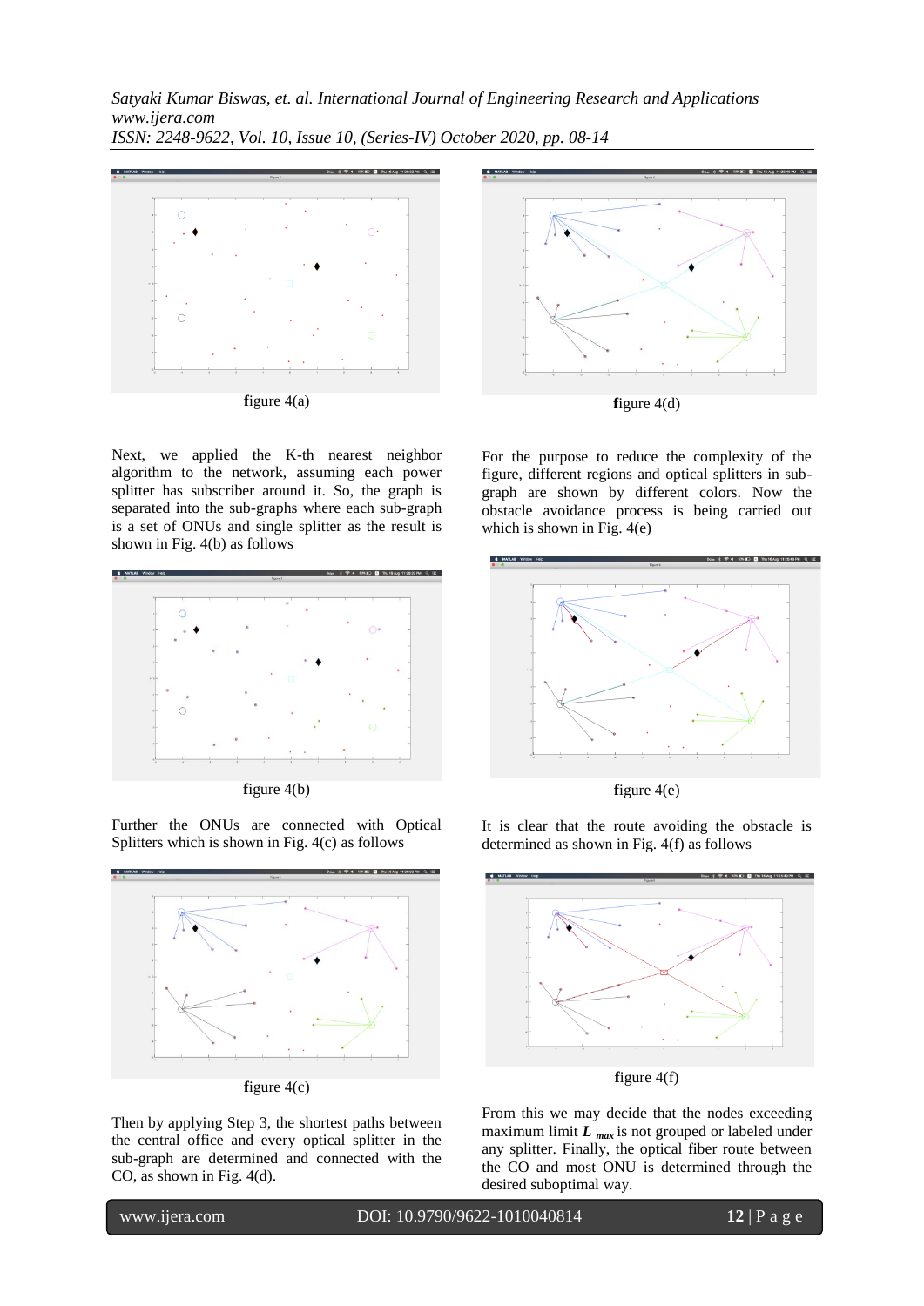figure 4(a)

Next, we applied the K-th nearest neighbor algorithm to the network, assuming each power splitter has subscriber around it. So, the graph is separated into the sub-graphs where each sub-graph is a set of ONUs and single splitter as the result is shown in Fig. 4(b) as follows

figure 4(b)

Further the ONUs are connected with Optical Splitters which is shown in Fig. 4(c) as follows

figure 4(c)

Then by applying Step 3, the shortest paths between the central office and every optical splitter in the sub-graph are determined and connected with the CO, as shown in Fig. 4(d).

figure 4(d)

For the purpose to reduce the complexity of the figure, different regions and optical splitters in sub-graph are shown by different colors. Now the obstacle avoidance process is being carried out which is shown in Fig. 4(e)

figure 4(e)

It is clear that the route avoiding the obstacle is determined as shown in Fig. 4(f) as follows

figure 4(f)

From this we may decide that the nodes exceeding maximum limit $L_{max}$ is not grouped or labeled under any splitter. Finally, the optical fiber route between the CO and most ONU is determined through the desired suboptimal way.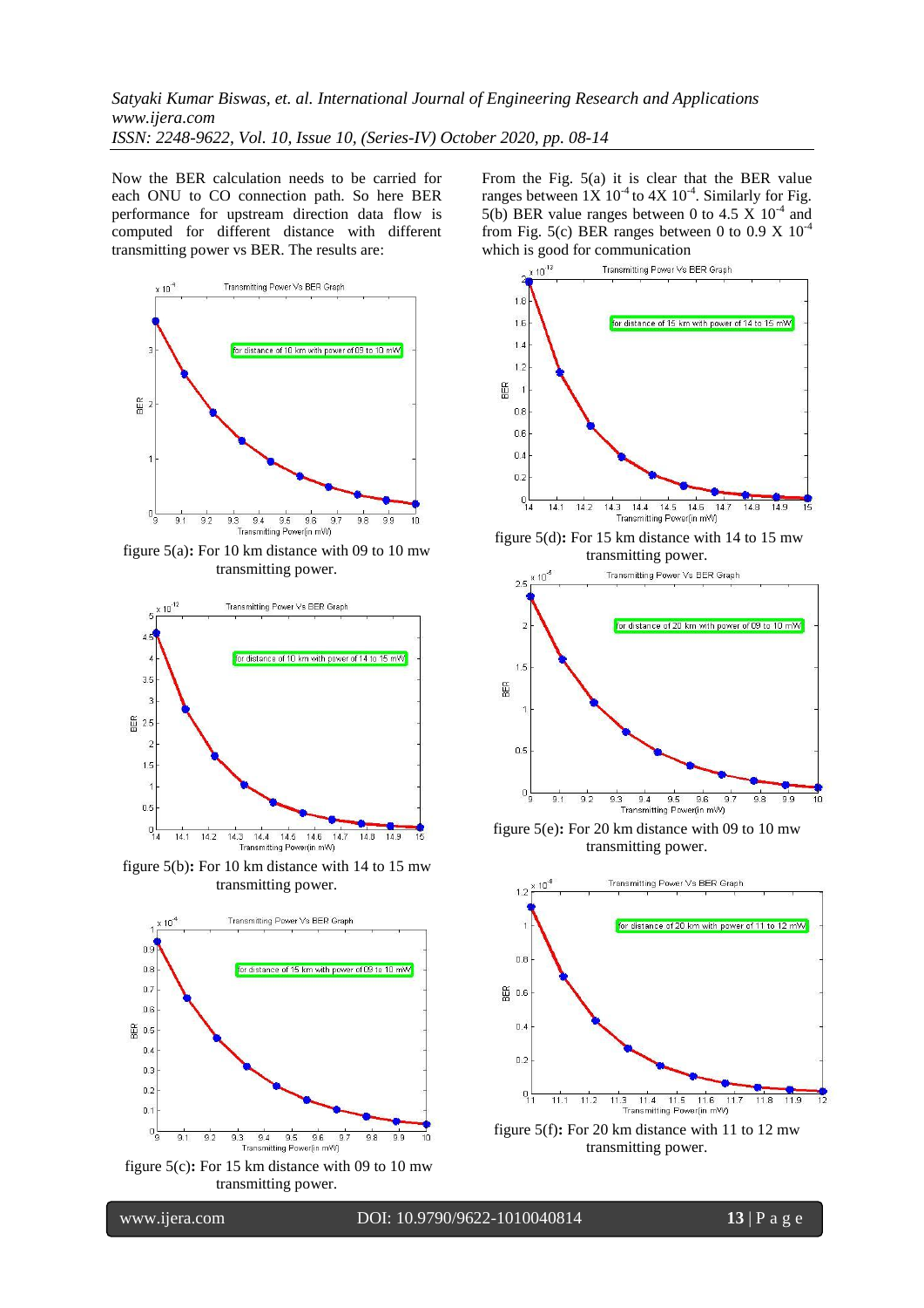Now the BER calculation needs to be carried for each ONU to CO connection path. So here BER performance for upstream direction data flow is computed for different distance with different transmitting power vs BER. The results are:

figure 5(a)**:** For 10 km distance with 09 to 10 mw transmitting power.

figure 5(b)**:** For 10 km distance with 14 to 15 mw transmitting power.

figure 5(c)**:** For 15 km distance with 09 to 10 mw transmitting power.

From the Fig. 5(a) it is clear that the BER value ranges between $1X\ 10^{-4}$ to $4X\ 10^{-4}$. Similarly for Fig. 5(b) BER value ranges between 0 to $4.5\ X\ 10^{-4}$ and from Fig. 5(c) BER ranges between 0 to $0.9\ X\ 10^{-4}$ which is good for communication

figure 5(d)**:** For 15 km distance with 14 to 15 mw transmitting power.

figure 5(e)**:** For 20 km distance with 09 to 10 mw transmitting power.

figure 5(f)**:** For 20 km distance with 11 to 12 mw transmitting power.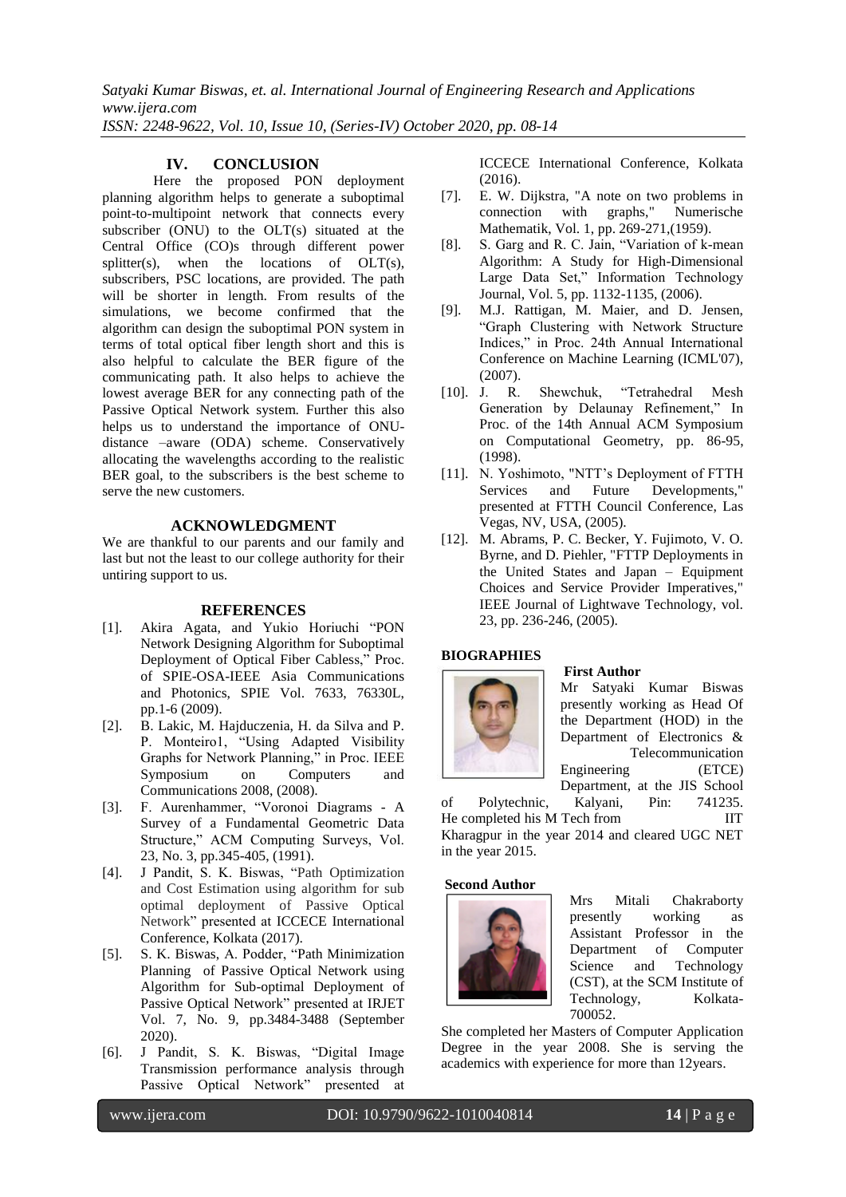## IV. CONCLUSION

Here the proposed PON deployment planning algorithm helps to generate a suboptimal point-to-multipoint network that connects every subscriber (ONU) to the OLT(s) situated at the Central Office (CO)s through different power splitter(s), when the locations of OLT(s), subscribers, PSC locations, are provided. The path will be shorter in length. From results of the simulations, we become confirmed that the algorithm can design the suboptimal PON system in terms of total optical fiber length short and this is also helpful to calculate the BER figure of the communicating path. It also helps to achieve the lowest average BER for any connecting path of the Passive Optical Network system. Further this also helps us to understand the importance of ONU-distance –aware (ODA) scheme. Conservatively allocating the wavelengths according to the realistic BER goal, to the subscribers is the best scheme to serve the new customers.

## ACKNOWLEDGMENT

We are thankful to our parents and our family and last but not the least to our college authority for their untiring support to us.

## REFERENCES

[1]. Akira Agata, and Yukio Horiuchi "PON Network Designing Algorithm for Suboptimal Deployment of Optical Fiber Cabless," Proc. of SPIE-OSA-IEEE Asia Communications and Photonics, SPIE Vol. 7633, 76330L, pp.1-6 (2009).

[2]. B. Lakic, M. Hajduczenia, H. da Silva and P. P. Monteiro1, "Using Adapted Visibility Graphs for Network Planning," in Proc. IEEE Symposium on Computers and Communications 2008, (2008).

[3]. F. Aurenhammer, "Voronoi Diagrams - A Survey of a Fundamental Geometric Data Structure," ACM Computing Surveys, Vol. 23, No. 3, pp.345-405, (1991).

[4]. J Pandit, S. K. Biswas, "Path Optimization and Cost Estimation using algorithm for sub optimal deployment of Passive Optical Network" presented at ICCECE International Conference, Kolkata (2017).

[5]. S. K. Biswas, A. Podder, "Path Minimization Planning of Passive Optical Network using Algorithm for Sub-optimal Deployment of Passive Optical Network" presented at IRJET Vol. 7, No. 9, pp.3484-3488 (September 2020).

[6]. J Pandit, S. K. Biswas, "Digital Image Transmission performance analysis through Passive Optical Network" presented at ICCECE International Conference, Kolkata (2016).

[7]. E. W. Dijkstra, "A note on two problems in connection with graphs," Numerische Mathematik, Vol. 1, pp. 269-271,(1959).

[8]. S. Garg and R. C. Jain, "Variation of k-mean Algorithm: A Study for High-Dimensional Large Data Set," Information Technology Journal, Vol. 5, pp. 1132-1135, (2006).

[9]. M.J. Rattigan, M. Maier, and D. Jensen, "Graph Clustering with Network Structure Indices," in Proc. 24th Annual International Conference on Machine Learning (ICML'07), (2007).

[10]. J. R. Shewchuk, "Tetrahedral Mesh Generation by Delaunay Refinement," In Proc. of the 14th Annual ACM Symposium on Computational Geometry, pp. 86-95, (1998).

[11]. N. Yoshimoto, "NTT's Deployment of FTTH Services and Future Developments," presented at FTTH Council Conference, Las Vegas, NV, USA, (2005).

[12]. M. Abrams, P. C. Becker, Y. Fujimoto, V. O. Byrne, and D. Piehler, "FTTP Deployments in the United States and Japan – Equipment Choices and Service Provider Imperatives," IEEE Journal of Lightwave Technology, vol. 23, pp. 236-246, (2005).

## BIOGRAPHIES

**First Author**

Mr Satyaki Kumar Biswas presently working as Head Of the Department (HOD) in the Department of Electronics & Telecommunication Engineering (ETCE) Department, at the JIS School of Polytechnic, Kalyani, Pin: 741235. He completed his M Tech from IIT Kharagpur in the year 2014 and cleared UGC NET in the year 2015.

**Second Author**

Mrs Mitali Chakraborty presently working as Assistant Professor in the Department of Computer Science and Technology (CST), at the SCM Institute of Technology, Kolkata-700052.

She completed her Masters of Computer Application Degree in the year 2008. She is serving the academics with experience for more than 12years.